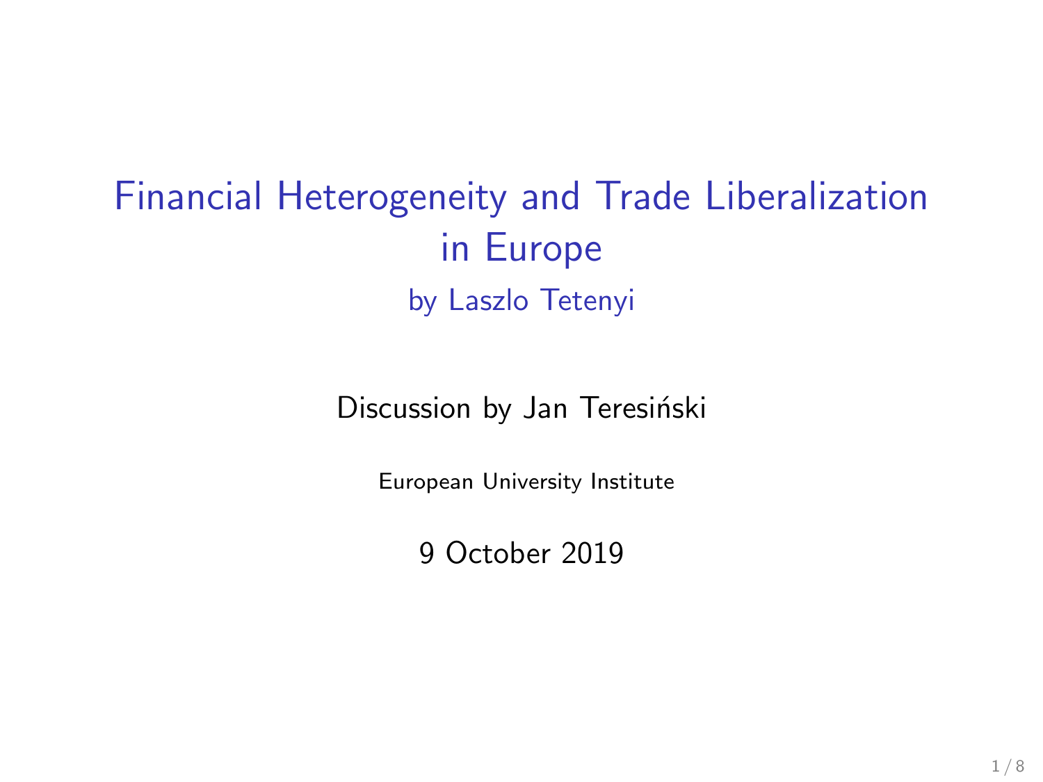# Financial Heterogeneity and Trade Liberalization in Europe

by Laszlo Tetenyi

Discussion by Jan Teresiński

European University Institute

9 October 2019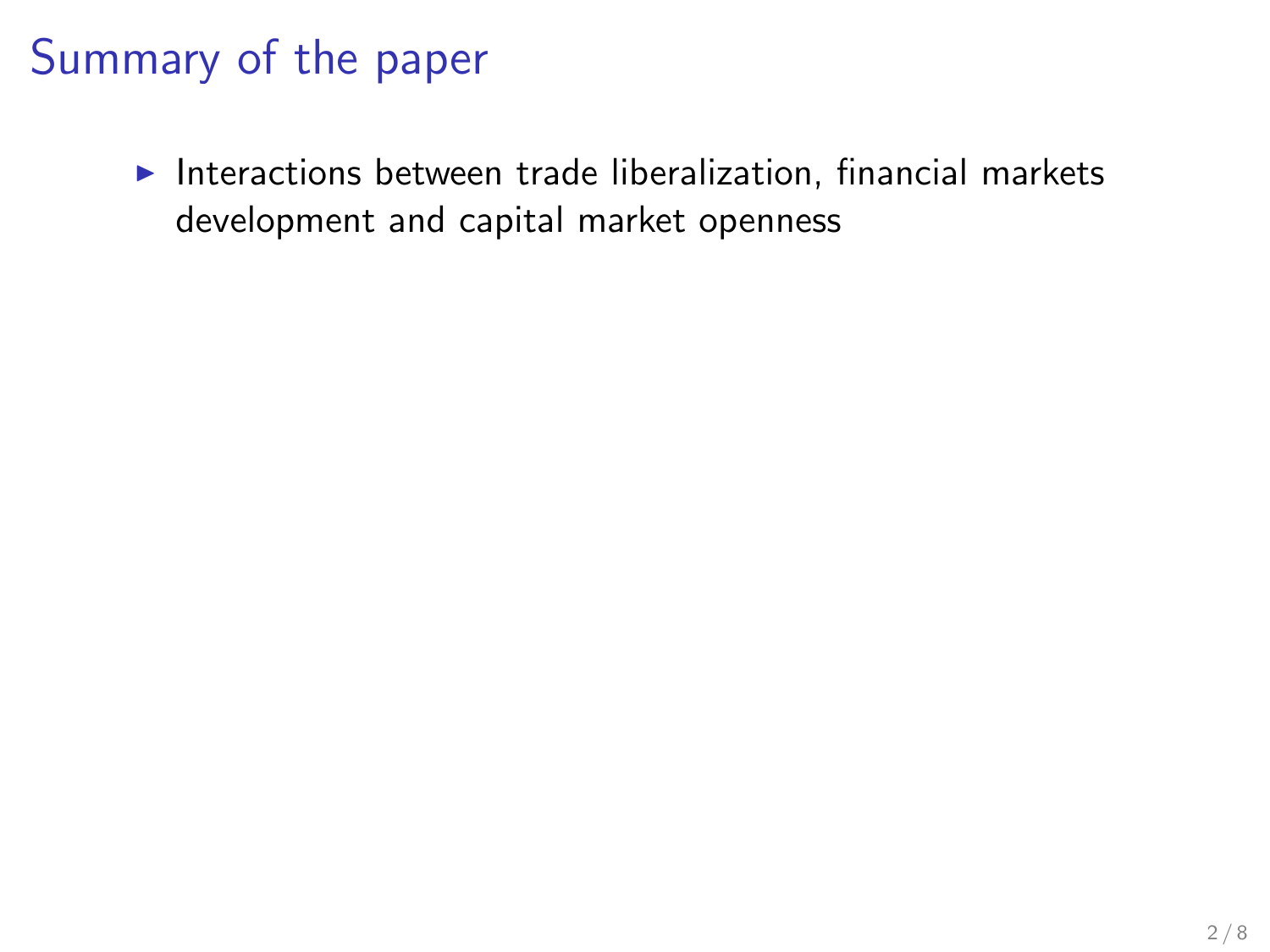# Summary of the paper

- Interactions between trade liberalization, financial markets development and capital market openness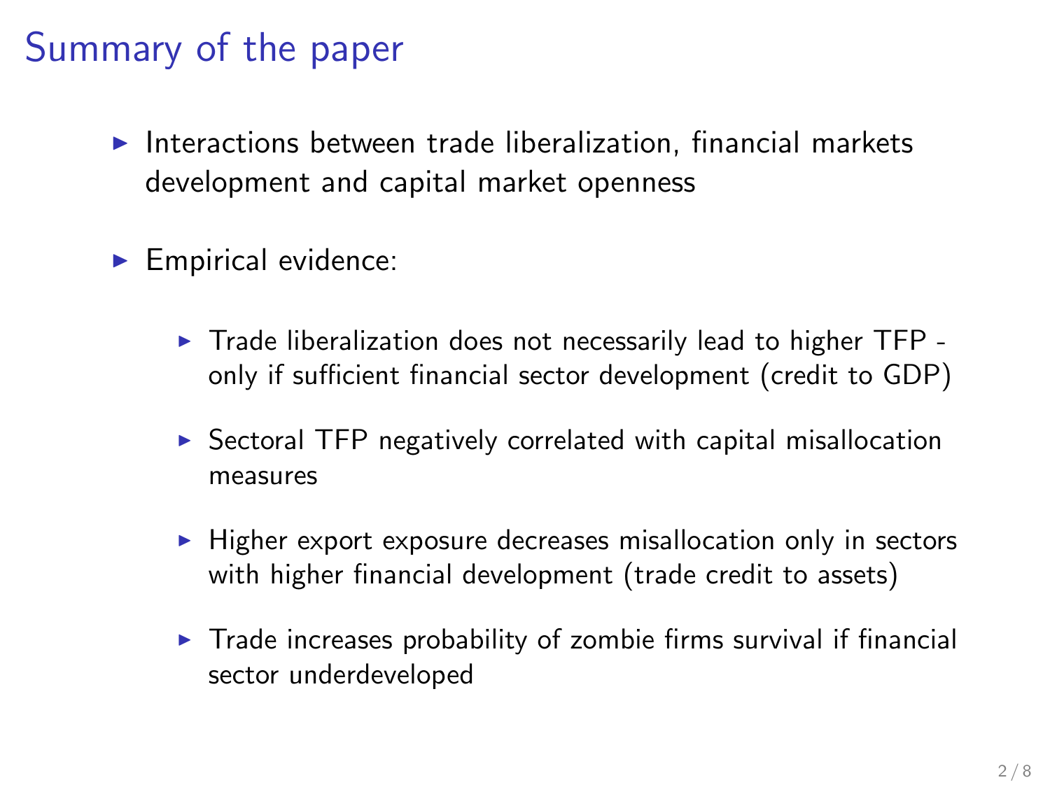# Summary of the paper

- Interactions between trade liberalization, financial markets development and capital market openness
- Empirical evidence:
  - Trade liberalization does not necessarily lead to higher TFP - only if sufficient financial sector development (credit to GDP)
  - Sectoral TFP negatively correlated with capital misallocation measures
  - Higher export exposure decreases misallocation only in sectors with higher financial development (trade credit to assets)
  - Trade increases probability of zombie firms survival if financial sector underdeveloped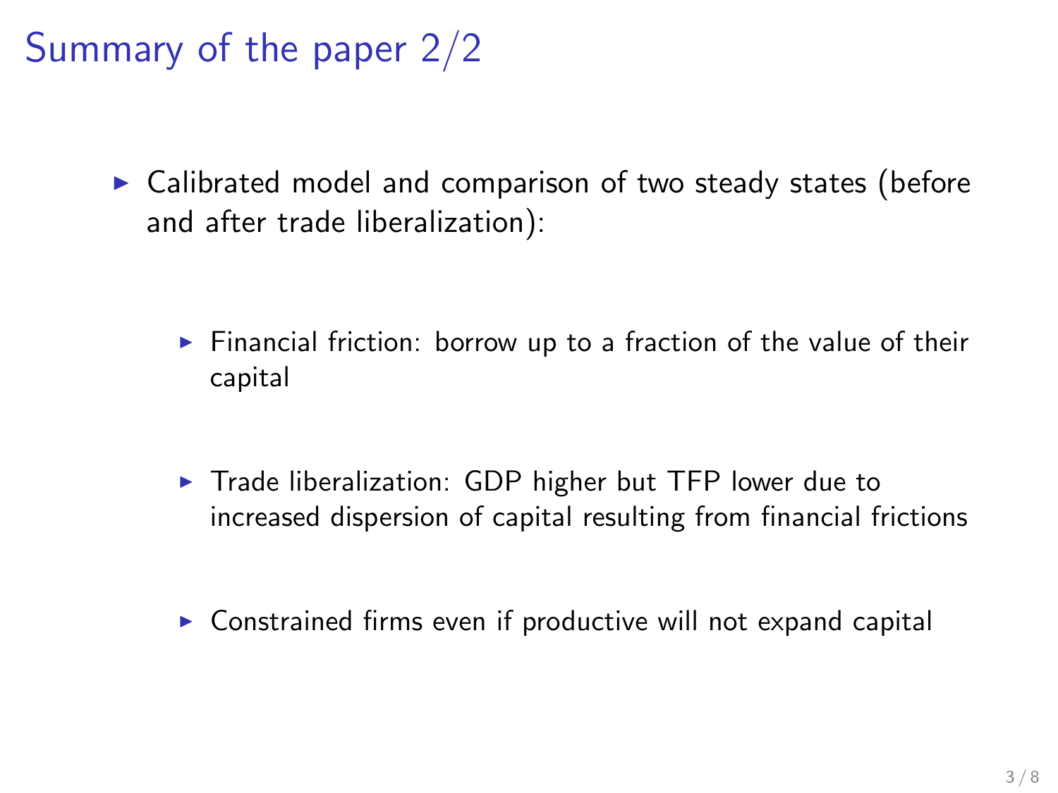# Summary of the paper 2/2

- Calibrated model and comparison of two steady states (before and after trade liberalization):
  - Financial friction: borrow up to a fraction of the value of their capital
  - Trade liberalization: GDP higher but TFP lower due to increased dispersion of capital resulting from financial frictions
  - Constrained firms even if productive will not expand capital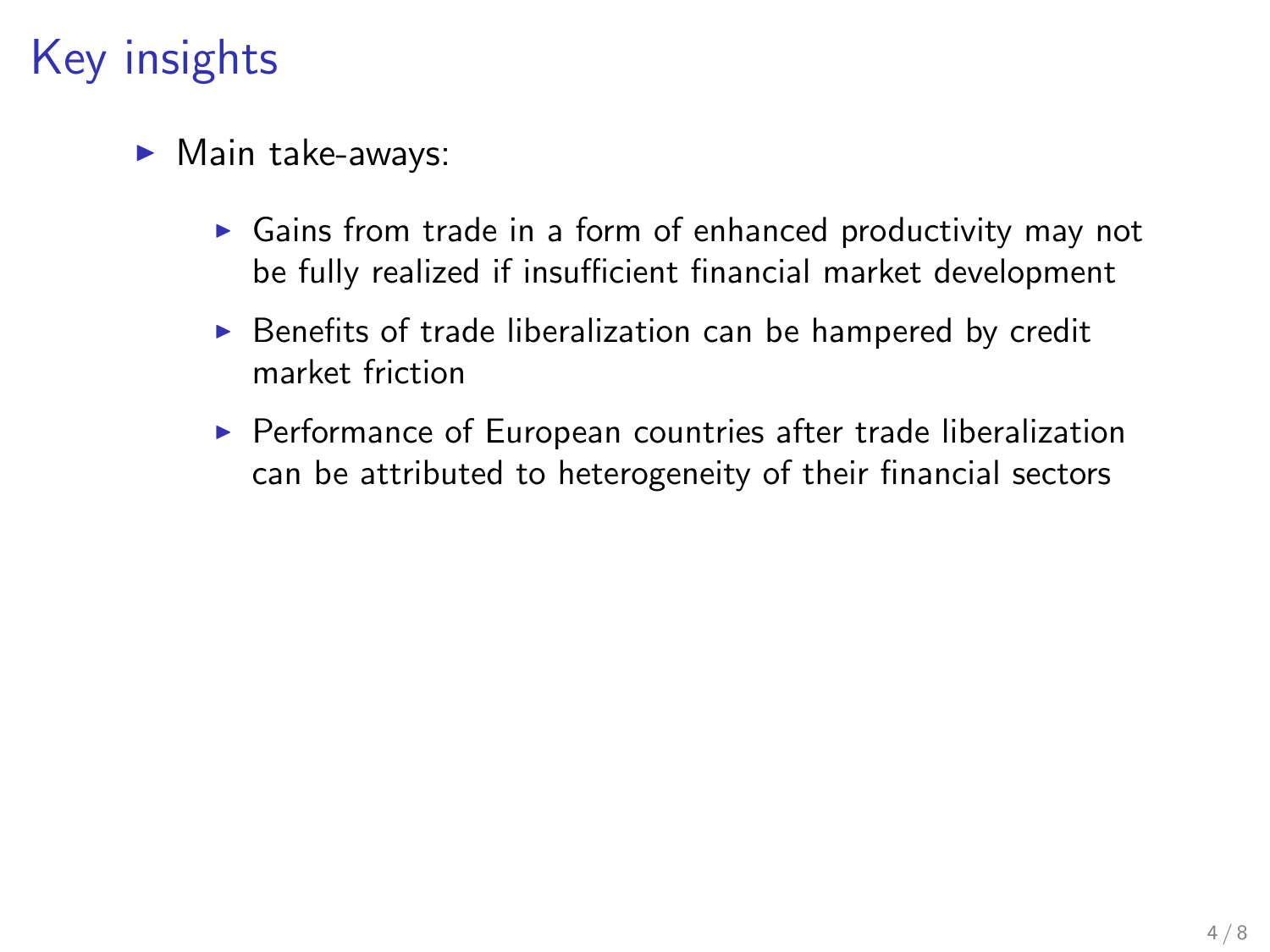# Key insights

- Main take-aways:
  - Gains from trade in a form of enhanced productivity may not be fully realized if insufficient financial market development
  - Benefits of trade liberalization can be hampered by credit market friction
  - Performance of European countries after trade liberalization can be attributed to heterogeneity of their financial sectors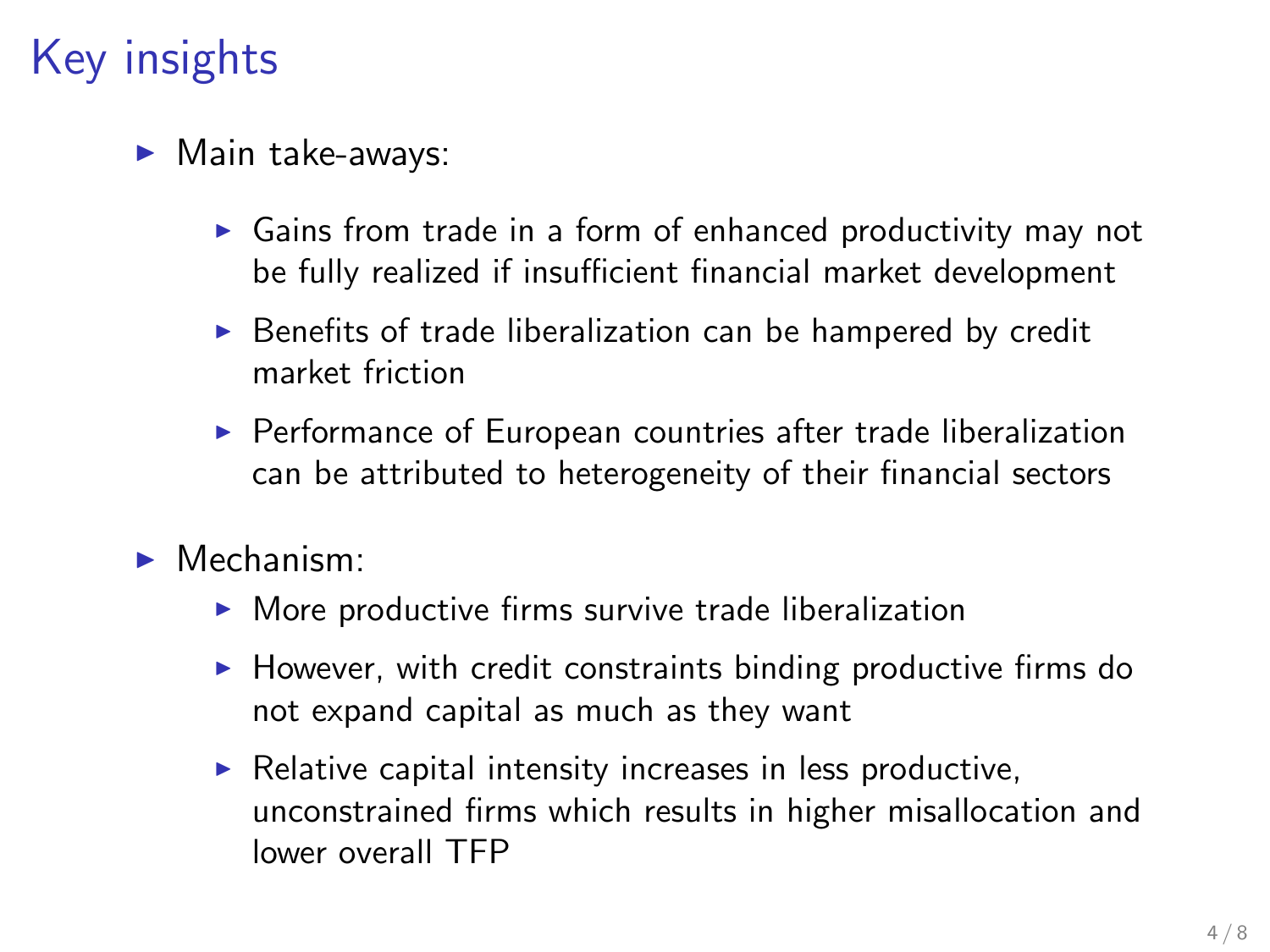# Key insights

- Main take-aways:
  - Gains from trade in a form of enhanced productivity may not be fully realized if insufficient financial market development
  - Benefits of trade liberalization can be hampered by credit market friction
  - Performance of European countries after trade liberalization can be attributed to heterogeneity of their financial sectors
- Mechanism:
  - More productive firms survive trade liberalization
  - However, with credit constraints binding productive firms do not expand capital as much as they want
  - Relative capital intensity increases in less productive, unconstrained firms which results in higher misallocation and lower overall TFP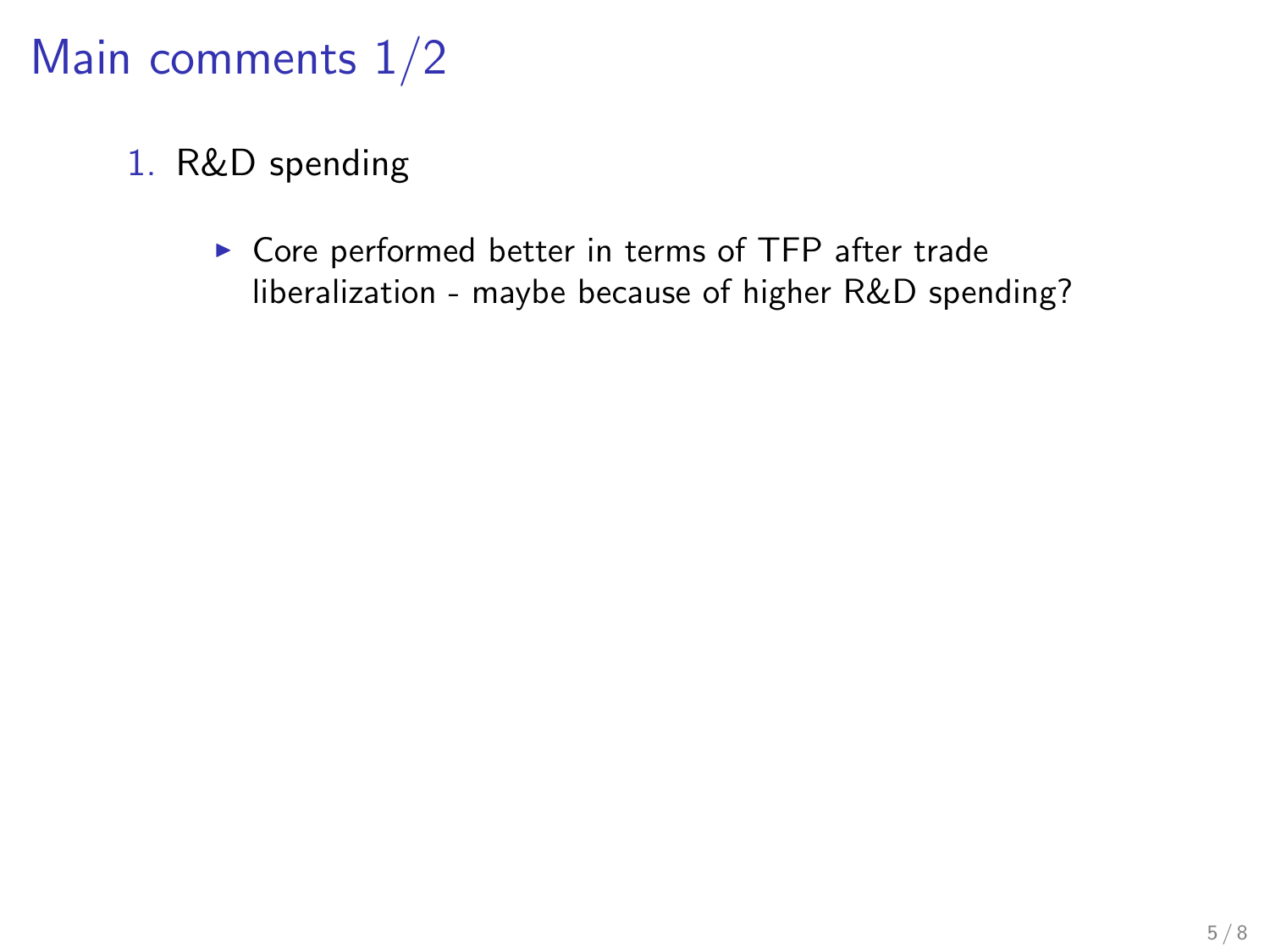# Main comments 1/2

1. R&D spending
   - Core performed better in terms of TFP after trade liberalization - maybe because of higher R&D spending?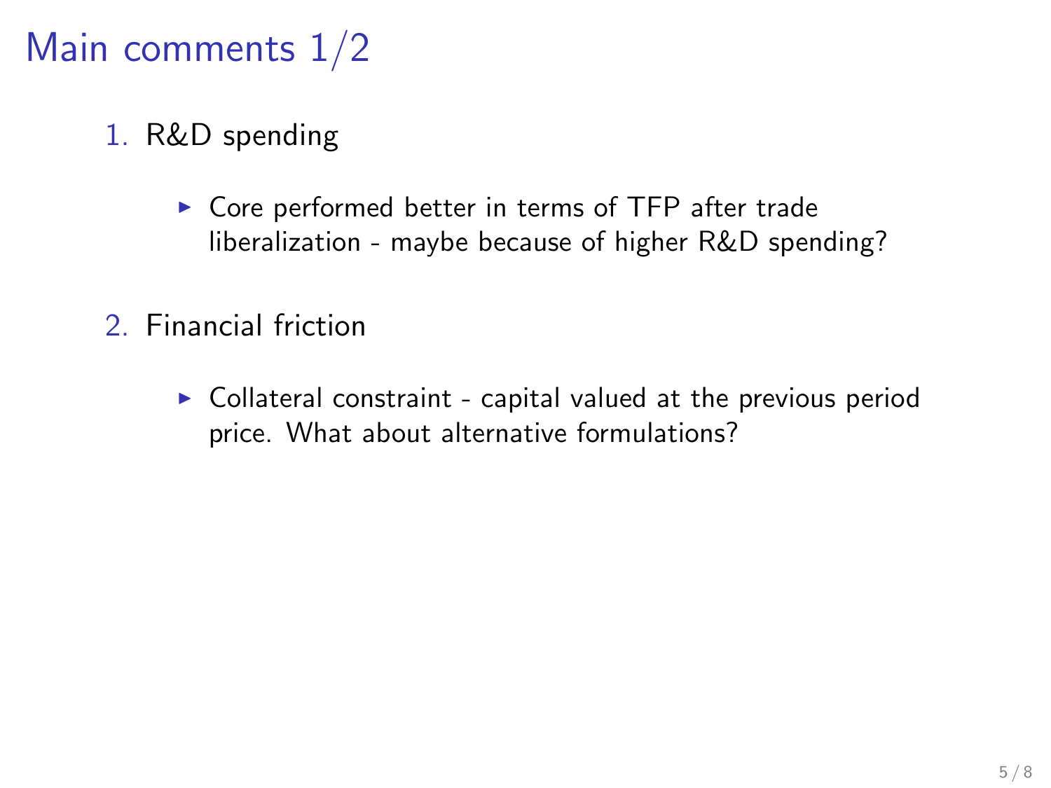# Main comments 1/2

1. R&D spending
   - Core performed better in terms of TFP after trade liberalization - maybe because of higher R&D spending?

2. Financial friction
   - Collateral constraint - capital valued at the previous period price. What about alternative formulations?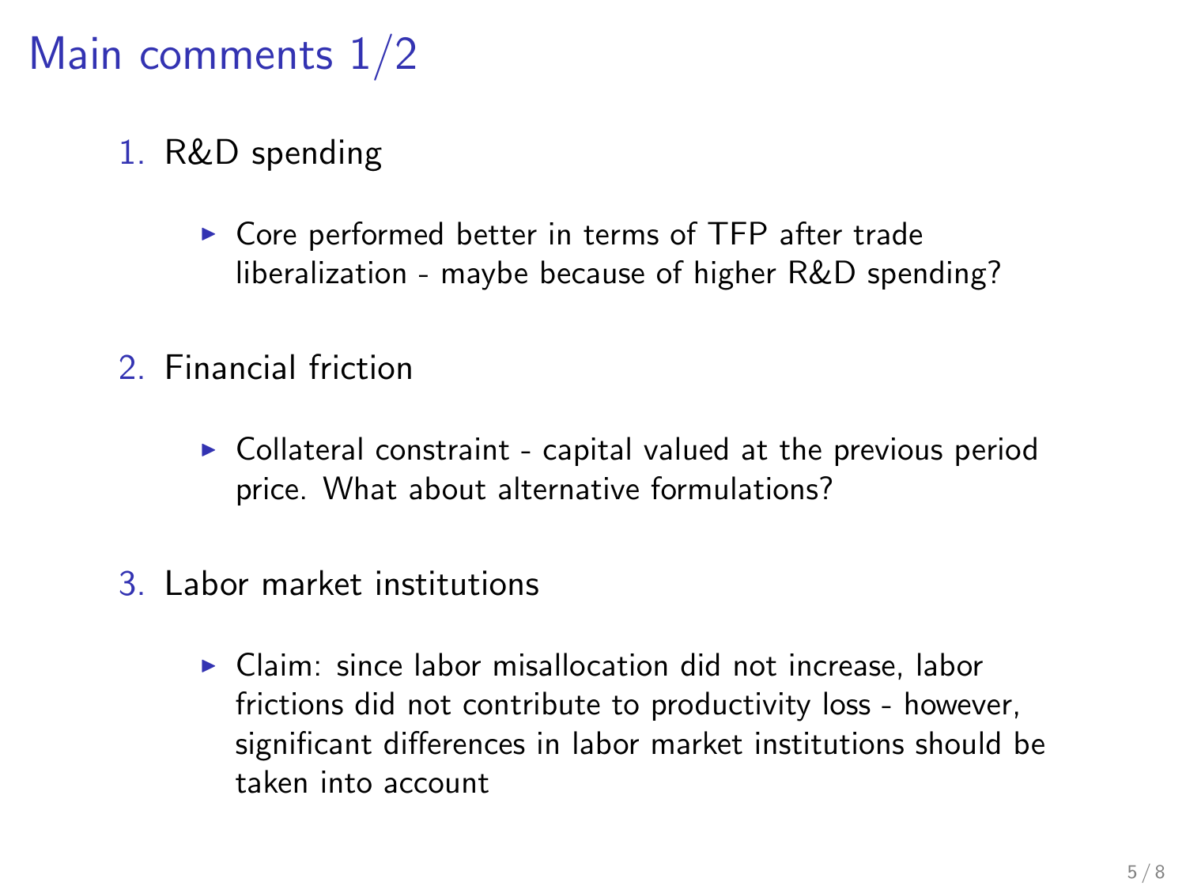# Main comments 1/2

1. R&D spending
   - Core performed better in terms of TFP after trade liberalization - maybe because of higher R&D spending?

2. Financial friction
   - Collateral constraint - capital valued at the previous period price. What about alternative formulations?

3. Labor market institutions
   - Claim: since labor misallocation did not increase, labor frictions did not contribute to productivity loss - however, significant differences in labor market institutions should be taken into account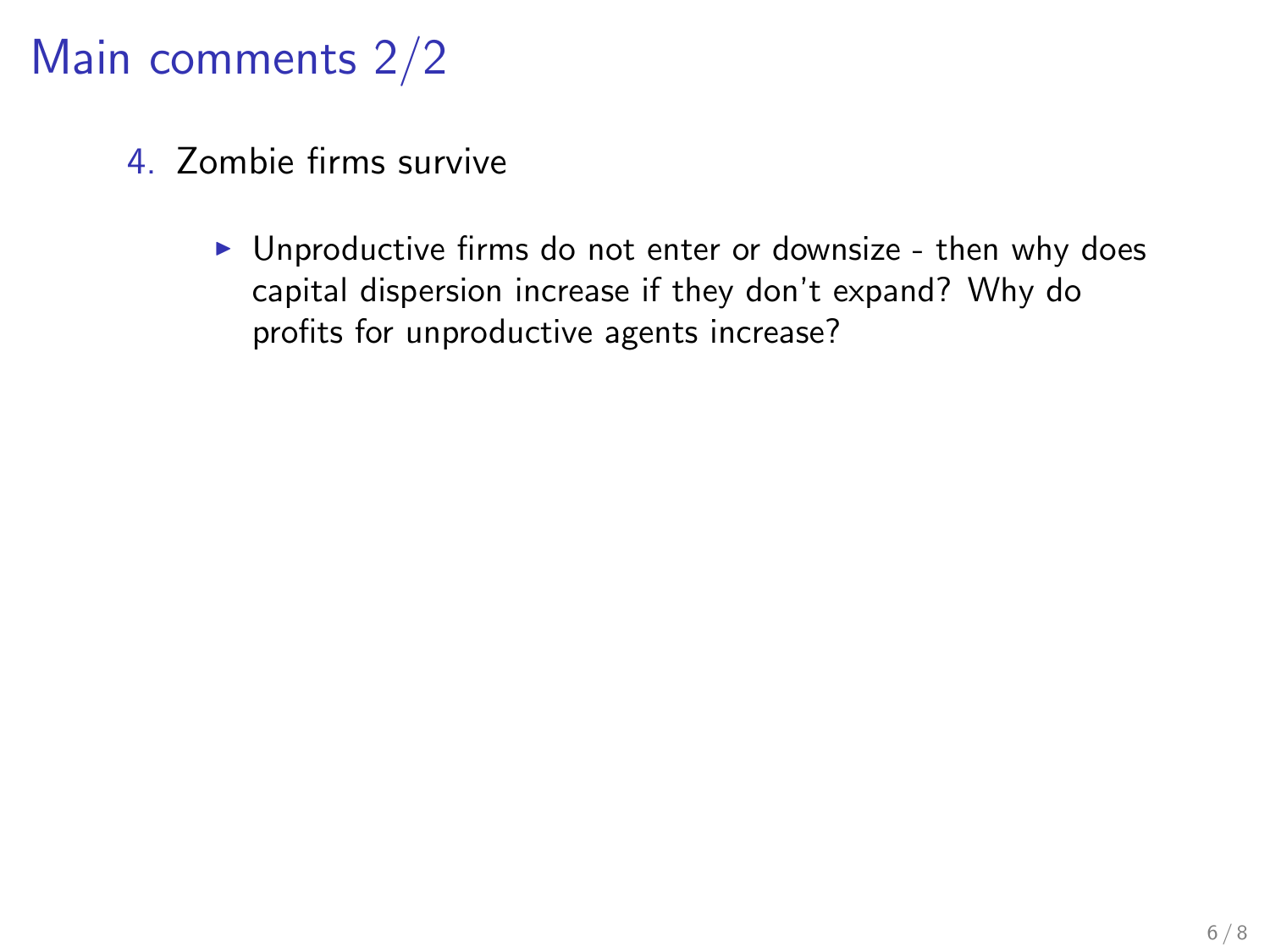# Main comments 2/2

4. Zombie firms survive

    - Unproductive firms do not enter or downsize - then why does capital dispersion increase if they don't expand? Why do profits for unproductive agents increase?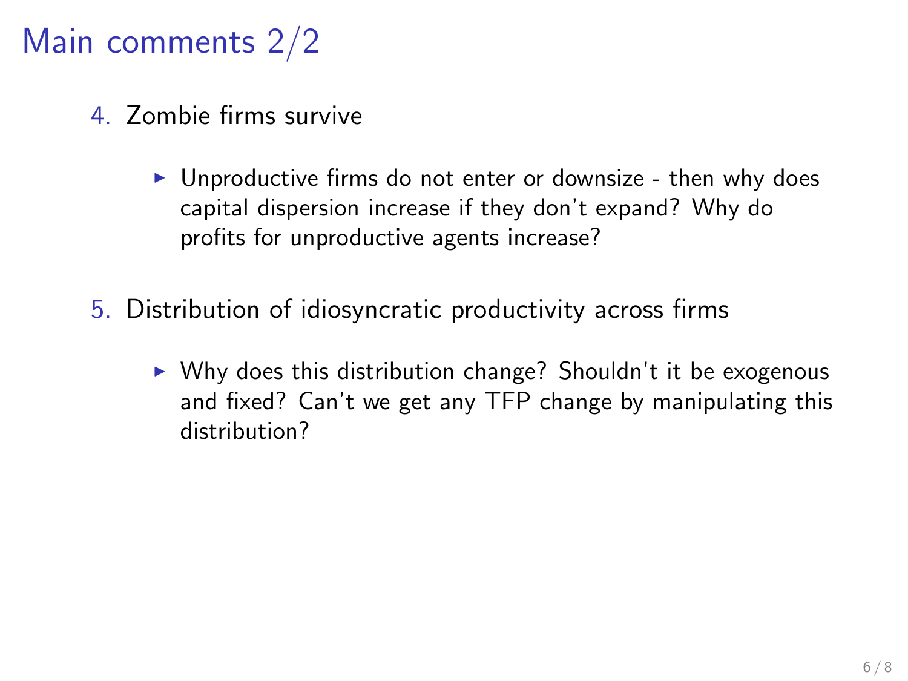# Main comments 2/2

4. Zombie firms survive
   - Unproductive firms do not enter or downsize - then why does capital dispersion increase if they don't expand? Why do profits for unproductive agents increase?

5. Distribution of idiosyncratic productivity across firms
   - Why does this distribution change? Shouldn't it be exogenous and fixed? Can't we get any TFP change by manipulating this distribution?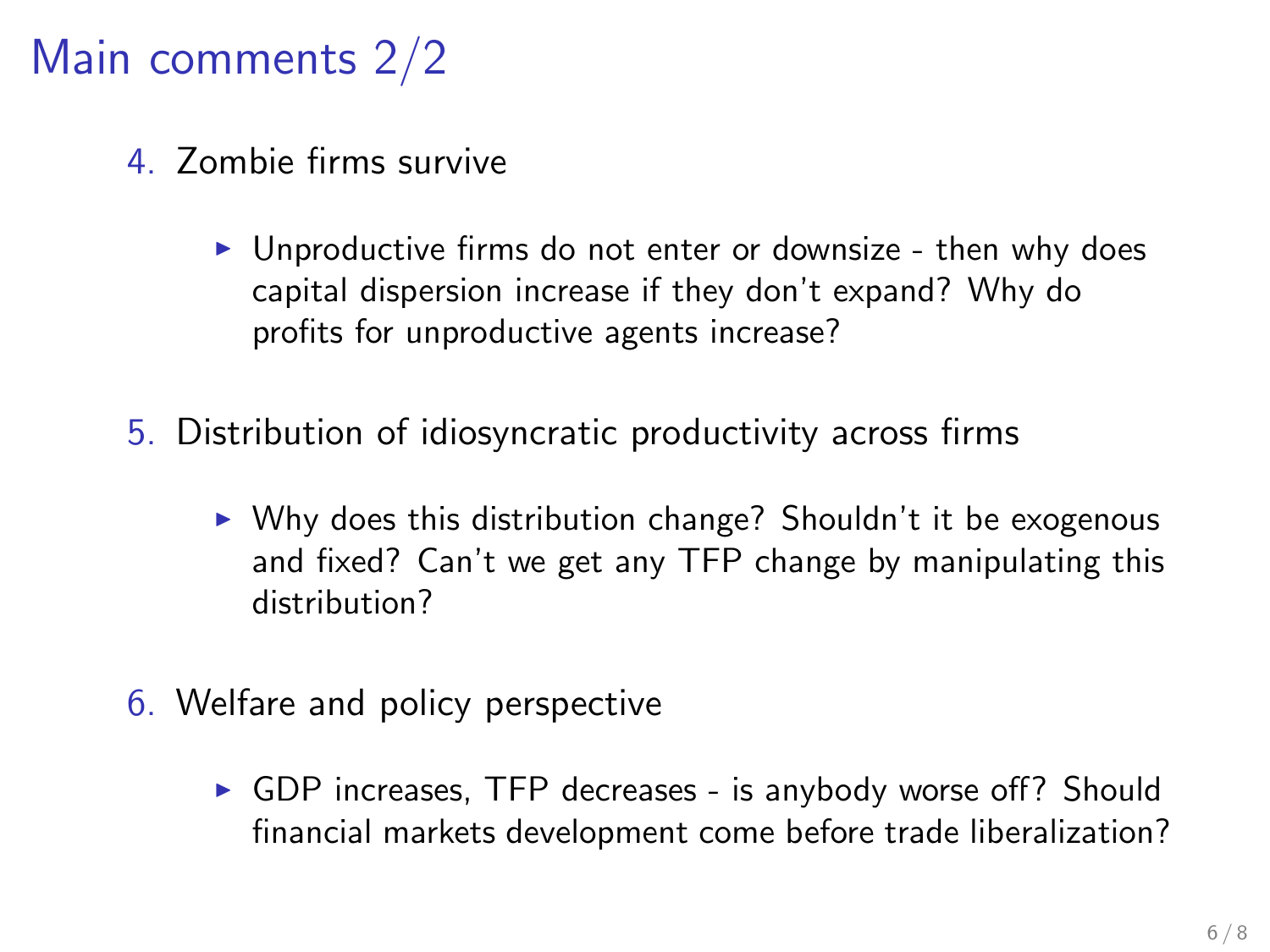# Main comments 2/2

4. Zombie firms survive
   - Unproductive firms do not enter or downsize - then why does capital dispersion increase if they don't expand? Why do profits for unproductive agents increase?

5. Distribution of idiosyncratic productivity across firms
   - Why does this distribution change? Shouldn't it be exogenous and fixed? Can't we get any TFP change by manipulating this distribution?

6. Welfare and policy perspective
   - GDP increases, TFP decreases - is anybody worse off? Should financial markets development come before trade liberalization?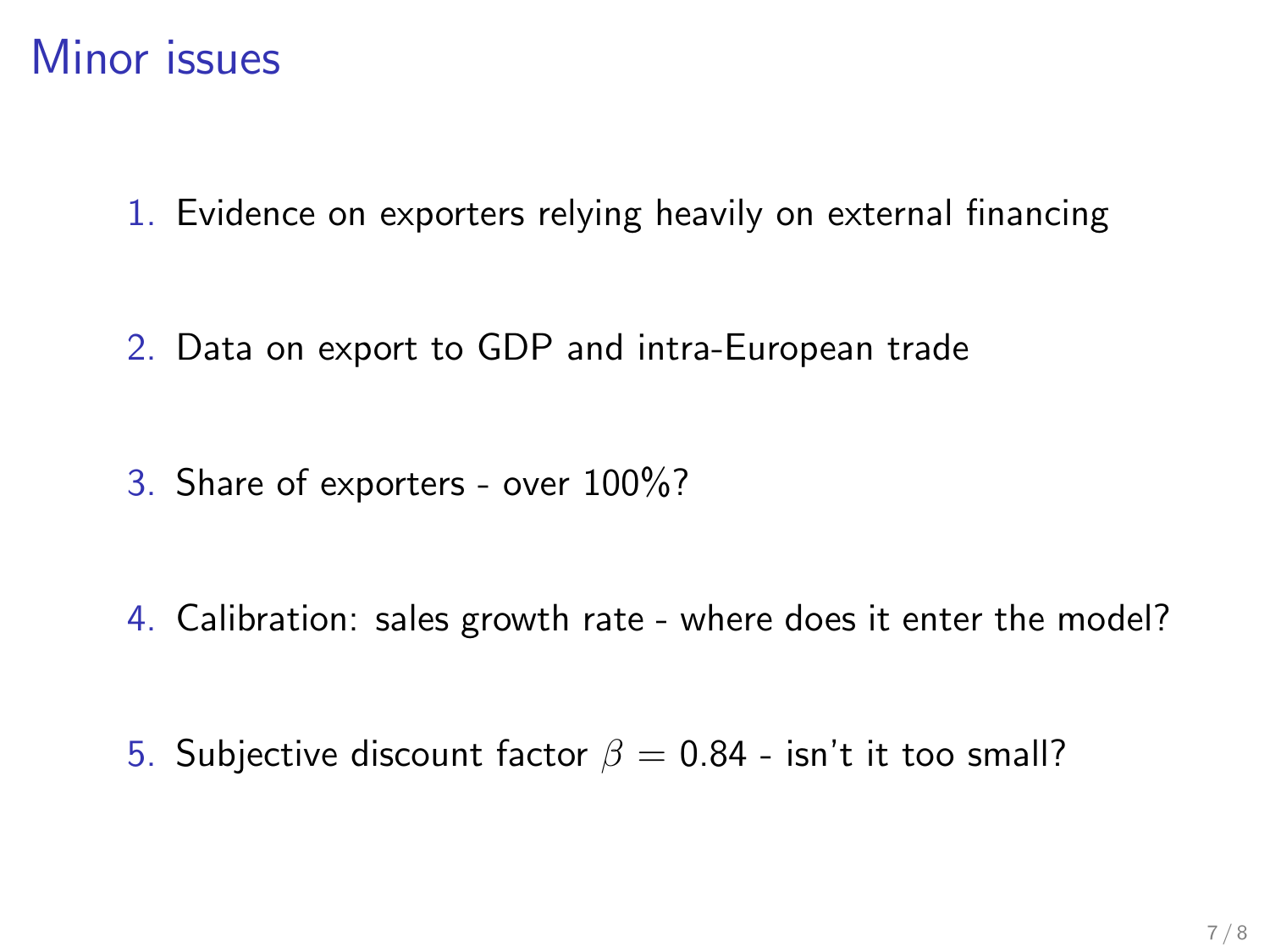# Minor issues

1. Evidence on exporters relying heavily on external financing
2. Data on export to GDP and intra-European trade
3. Share of exporters - over 100%?
4. Calibration: sales growth rate - where does it enter the model?
5. Subjective discount factor $\beta = 0.84$ - isn't it too small?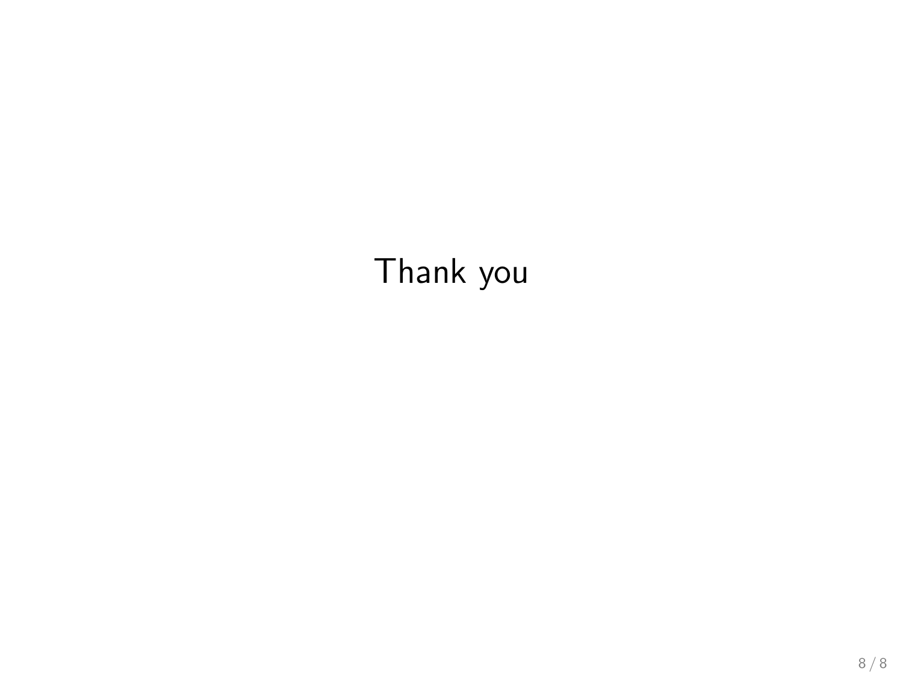Thank you